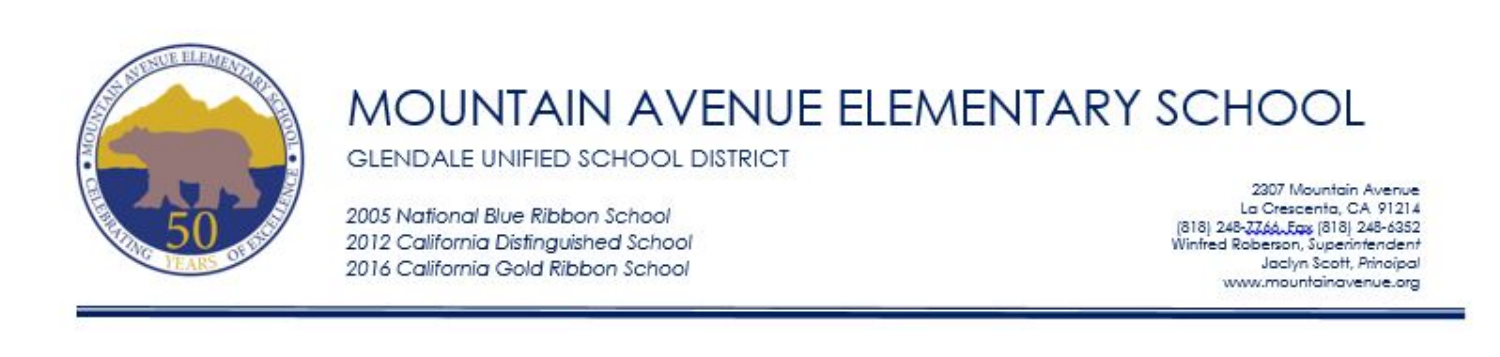# MOUNTAIN AVENUE ELEMENTARY SCHOOL

GLENDALE UNIFIED SCHOOL DISTRICT

*2005 National Blue Ribbon School*
*2012 California Distinguished School*
*2016 California Gold Ribbon School*

2307 Mountain Avenue
La Crescenta, CA 91214
(818) 248-7766 Fax (818) 248-6352
Winfred Roberson, *Superintendent*
Jaclyn Scott, *Principal*
www.mountainavenue.org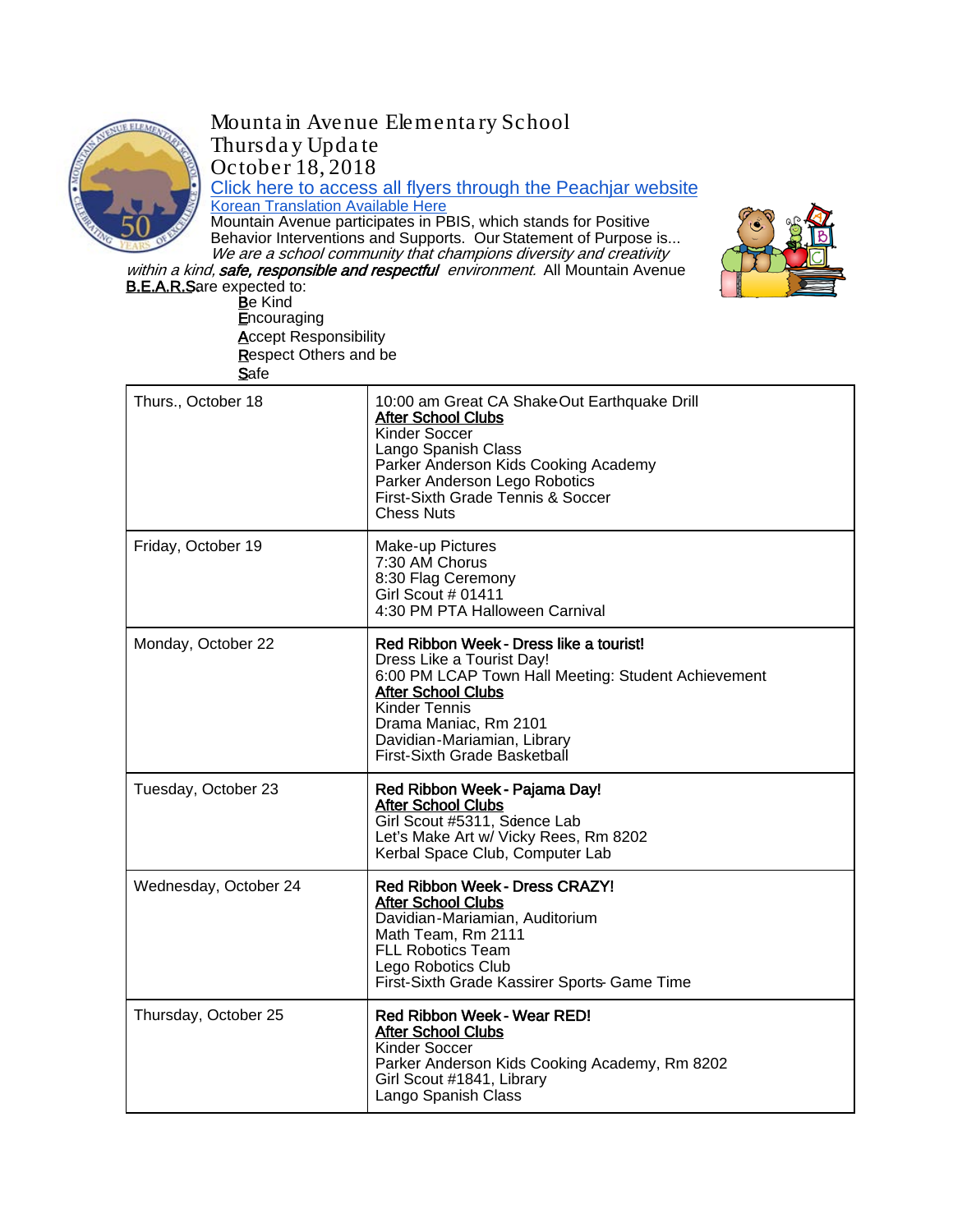# Mountain Avenue Elementary School
## Thursday Update
## October 18, 2018

[Click here to access all flyers through the Peachjar website]

[Korean Translation Available Here]

Mountain Avenue participates in PBIS, which stands for Positive Behavior Interventions and Supports. Our Statement of Purpose is... *We are a school community that champions diversity and creativity within a kind,* ***safe, responsible and respectful*** *environment.* All Mountain Avenue **B.E.A.R.S** are expected to:

**B**e Kind
**E**ncouraging
**A**ccept Responsibility
**R**espect Others and be
**S**afe

| | |
|---|---|
| Thurs., October 18 | 10:00 am Great CA ShakeOut Earthquake Drill<br>**After School Clubs**<br>Kinder Soccer<br>Lango Spanish Class<br>Parker Anderson Kids Cooking Academy<br>Parker Anderson Lego Robotics<br>First-Sixth Grade Tennis & Soccer<br>Chess Nuts |
| Friday, October 19 | Make-up Pictures<br>7:30 AM Chorus<br>8:30 Flag Ceremony<br>Girl Scout # 01411<br>4:30 PM PTA Halloween Carnival |
| Monday, October 22 | **Red Ribbon Week - Dress like a tourist!**<br>Dress Like a Tourist Day!<br>6:00 PM LCAP Town Hall Meeting: Student Achievement<br>**After School Clubs**<br>Kinder Tennis<br>Drama Maniac, Rm 2101<br>Davidian-Mariamian, Library<br>First-Sixth Grade Basketball |
| Tuesday, October 23 | **Red Ribbon Week - Pajama Day!**<br>**After School Clubs**<br>Girl Scout #5311, Science Lab<br>Let's Make Art w/ Vicky Rees, Rm 8202<br>Kerbal Space Club, Computer Lab |
| Wednesday, October 24 | **Red Ribbon Week - Dress CRAZY!**<br>**After School Clubs**<br>Davidian-Mariamian, Auditorium<br>Math Team, Rm 2111<br>FLL Robotics Team<br>Lego Robotics Club<br>First-Sixth Grade Kassirer Sports - Game Time |
| Thursday, October 25 | **Red Ribbon Week - Wear RED!**<br>**After School Clubs**<br>Kinder Soccer<br>Parker Anderson Kids Cooking Academy, Rm 8202<br>Girl Scout #1841, Library<br>Lango Spanish Class |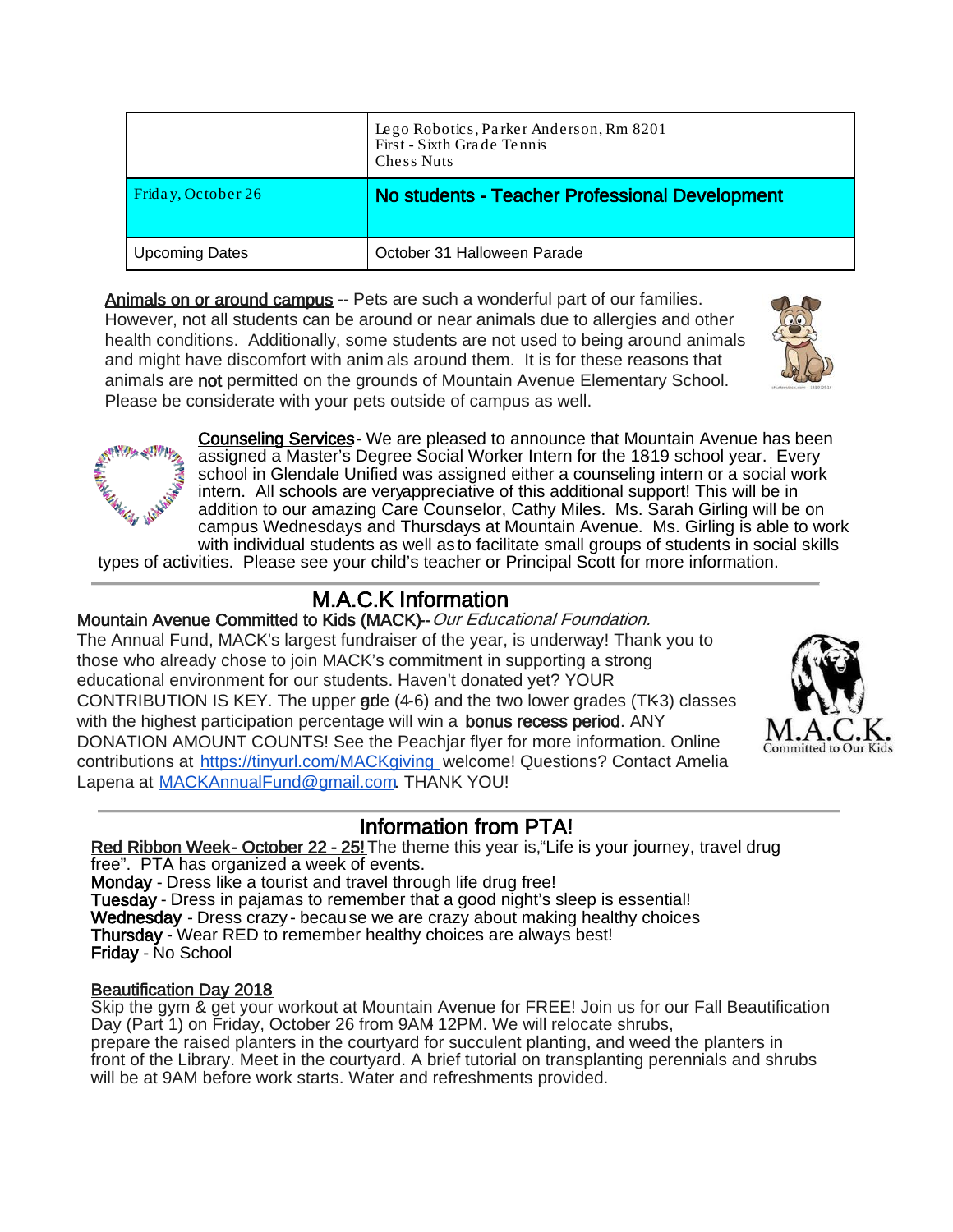| | Lego Robotics, Parker Anderson, Rm 8201<br>First - Sixth Grade Tennis<br>Chess Nuts |
|---|---|
| Friday, October 26 | **No students - Teacher Professional Development** |
| Upcoming Dates | October 31 Halloween Parade |

Animals on or around campus -- Pets are such a wonderful part of our families. However, not all students can be around or near animals due to allergies and other health conditions. Additionally, some students are not used to being around animals and might have discomfort with animals around them. It is for these reasons that animals are **not** permitted on the grounds of Mountain Avenue Elementary School. Please be considerate with your pets outside of campus as well.

Counseling Services - We are pleased to announce that Mountain Avenue has been assigned a Master's Degree Social Worker Intern for the 18-19 school year. Every school in Glendale Unified was assigned either a counseling intern or a social work intern. All schools are very appreciative of this additional support! This will be in addition to our amazing Care Counselor, Cathy Miles. Ms. Sarah Girling will be on campus Wednesdays and Thursdays at Mountain Avenue. Ms. Girling is able to work with individual students as well as to facilitate small groups of students in social skills types of activities. Please see your child's teacher or Principal Scott for more information.

## M.A.C.K Information

**Mountain Avenue Committed to Kids (MACK)**-- *Our Educational Foundation.*
The Annual Fund, MACK's largest fundraiser of the year, is underway! Thank you to those who already chose to join MACK's commitment in supporting a strong educational environment for our students. Haven't donated yet? YOUR CONTRIBUTION IS KEY. The upper grade (4-6) and the two lower grades (TK-3) classes with the highest participation percentage will win a **bonus recess period**. ANY DONATION AMOUNT COUNTS! See the Peachjar flyer for more information. Online contributions at https://tinyurl.com/MACKgiving welcome! Questions? Contact Amelia Lapena at MACKAnnualFund@gmail.com. THANK YOU!

## Information from PTA!

Red Ribbon Week - October 22 - 25! The theme this year is, "Life is your journey, travel drug free". PTA has organized a week of events.
**Monday** - Dress like a tourist and travel through life drug free!
**Tuesday** - Dress in pajamas to remember that a good night's sleep is essential!
**Wednesday** - Dress crazy - because we are crazy about making healthy choices
**Thursday** - Wear RED to remember healthy choices are always best!
**Friday** - No School

Beautification Day 2018
Skip the gym & get your workout at Mountain Avenue for FREE! Join us for our Fall Beautification Day (Part 1) on Friday, October 26 from 9AM-12PM. We will relocate shrubs, prepare the raised planters in the courtyard for succulent planting, and weed the planters in front of the Library. Meet in the courtyard. A brief tutorial on transplanting perennials and shrubs will be at 9AM before work starts. Water and refreshments provided.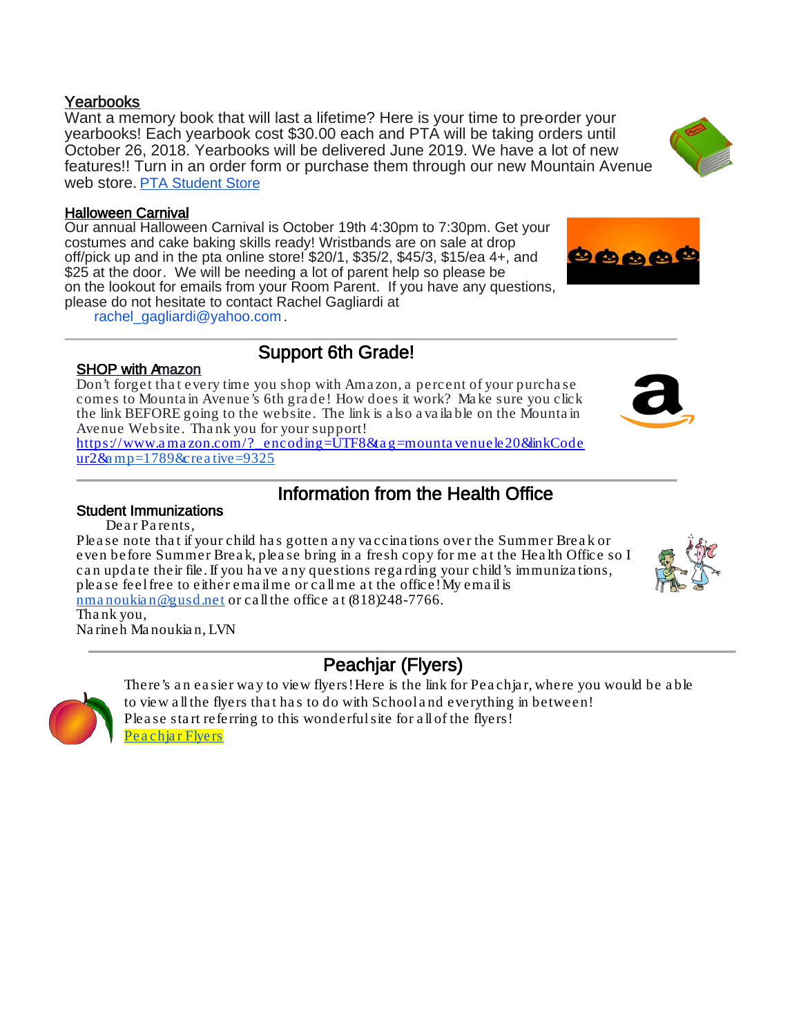### Yearbooks

Want a memory book that will last a lifetime? Here is your time to pre-order your yearbooks! Each yearbook cost $30.00 each and PTA will be taking orders until October 26, 2018. Yearbooks will be delivered June 2019. We have a lot of new features!! Turn in an order form or purchase them through our new Mountain Avenue web store. PTA Student Store

### Halloween Carnival

Our annual Halloween Carnival is October 19th 4:30pm to 7:30pm. Get your costumes and cake baking skills ready! Wristbands are on sale at drop off/pick up and in the pta online store! $20/1, $35/2, $45/3, $15/ea 4+, and $25 at the door. We will be needing a lot of parent help so please be on the lookout for emails from your Room Parent. If you have any questions, please do not hesitate to contact Rachel Gagliardi at rachel_gagliardi@yahoo.com.

## Support 6th Grade!

### SHOP with Amazon

Don't forget that every time you shop with Amazon, a percent of your purchase comes to Mountain Avenue's 6th grade! How does it work? Make sure you click the link BEFORE going to the website. The link is also available on the Mountain Avenue Website. Thank you for your support!
https://www.amazon.com/?_encoding=UTF8&tag=mountavenuele20&linkCode=ur2&amp=1789&creative=9325

## Information from the Health Office

### Student Immunizations

Dear Parents,

Please note that if your child has gotten any vaccinations over the Summer Break or even before Summer Break, please bring in a fresh copy for me at the Health Office so I can update their file. If you have any questions regarding your child's immunizations, please feel free to either email me or call me at the office! My email is nmanoukian@gusd.net or call the office at (818)248-7766.

Thank you,
Narineh Manoukian, LVN

## Peachjar (Flyers)

There's an easier way to view flyers! Here is the link for Peachjar, where you would be able to view all the flyers that has to do with School and everything in between! Please start referring to this wonderful site for all of the flyers!
Peachjar Flyers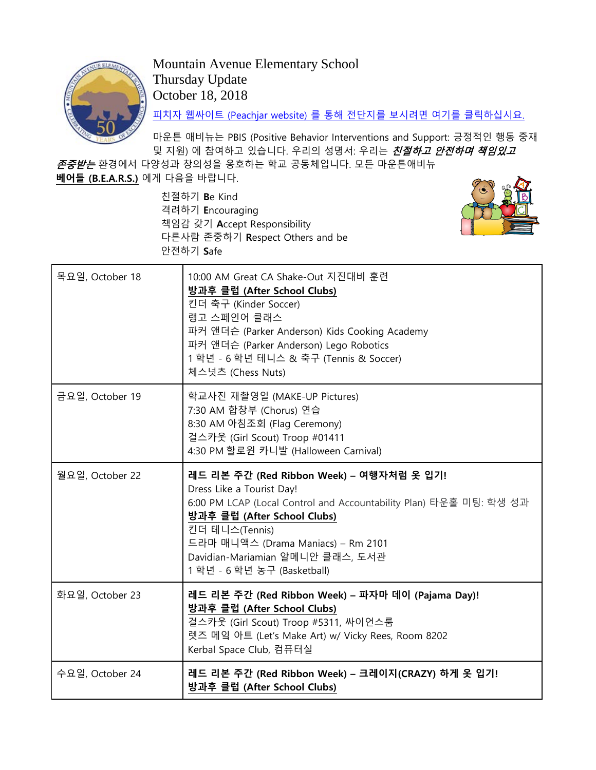# Mountain Avenue Elementary School
## Thursday Update
## October 18, 2018

[피치자 웹싸이트 (Peachjar website) 를 통해 전단지를 보시려면 여기를 클릭하십시요.]

마운튼 애비뉴는 PBIS (Positive Behavior Interventions and Support: 긍정적인 행동 중재 및 지원) 에 참여하고 있습니다. 우리의 성명서: 우리는 ***친절하고 안전하며 책임있고 존중받는*** 환경에서 다양성과 창의성을 옹호하는 학교 공동체입니다. 모든 마운튼애비뉴 **베어들 (B.E.A.R.S.)** 에게 다음을 바랍니다.

친절하기 **B**e Kind
격려하기 **E**ncouraging
책임감 갖기 **A**ccept Responsibility
다른사람 존중하기 **R**espect Others and be
안전하기 **S**afe

| | |
|---|---|
| 목요일, October 18 | 10:00 AM Great CA Shake-Out 지진대비 훈련<br>**방과후 클럽 (After School Clubs)**<br>킨더 축구 (Kinder Soccer)<br>랭고 스페인어 클래스<br>파커 앤더슨 (Parker Anderson) Kids Cooking Academy<br>파커 앤더슨 (Parker Anderson) Lego Robotics<br>1 학년 - 6 학년 테니스 & 축구 (Tennis & Soccer)<br>체스넛츠 (Chess Nuts) |
| 금요일, October 19 | 학교사진 재촬영일 (MAKE-UP Pictures)<br>7:30 AM 합창부 (Chorus) 연습<br>8:30 AM 아침조회 (Flag Ceremony)<br>걸스카웃 (Girl Scout) Troop #01411<br>4:30 PM 할로윈 카니발 (Halloween Carnival) |
| 월요일, October 22 | **레드 리본 주간 (Red Ribbon Week) – 여행자처럼 옷 입기!**<br>Dress Like a Tourist Day!<br>6:00 PM LCAP (Local Control and Accountability Plan) 타운홀 미팅: 학생 성과<br>**방과후 클럽 (After School Clubs)**<br>킨더 테니스(Tennis)<br>드라마 매니액스 (Drama Maniacs) – Rm 2101<br>Davidian-Mariamian 알메니안 클래스, 도서관<br>1 학년 - 6 학년 농구 (Basketball) |
| 화요일, October 23 | **레드 리본 주간 (Red Ribbon Week) – 파자마 데이 (Pajama Day)!**<br>**방과후 클럽 (After School Clubs)**<br>걸스카웃 (Girl Scout) Troop #5311, 싸이언스룸<br>렛즈 메잌 아트 (Let's Make Art) w/ Vicky Rees, Room 8202<br>Kerbal Space Club, 컴퓨터실 |
| 수요일, October 24 | **레드 리본 주간 (Red Ribbon Week) – 크레이지(CRAZY) 하게 옷 입기!**<br>**방과후 클럽 (After School Clubs)** |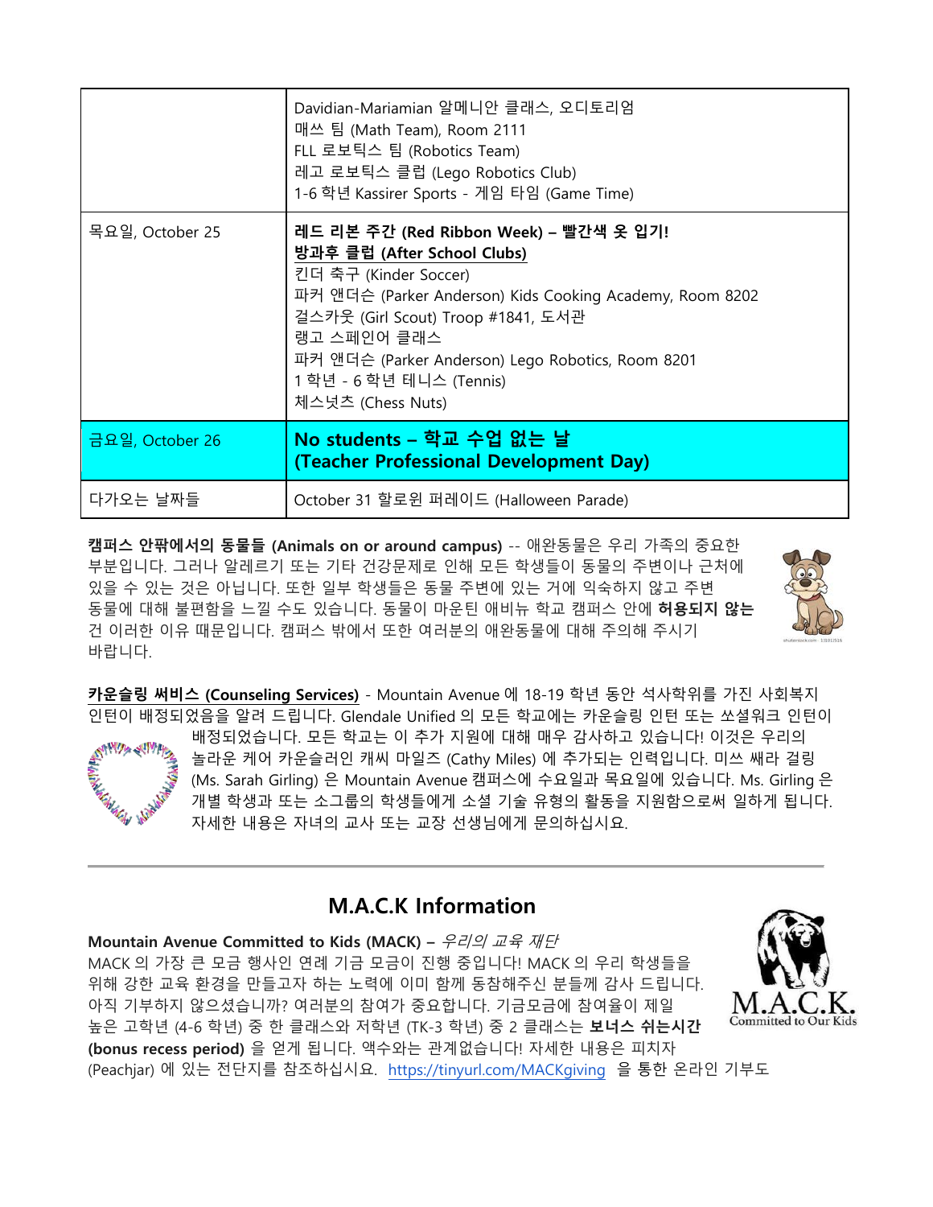| | |
|---|---|
| | Davidian-Mariamian 알메니안 클래스, 오디토리엄<br>매쓰 팀 (Math Team), Room 2111<br>FLL 로보틱스 팀 (Robotics Team)<br>레고 로보틱스 클럽 (Lego Robotics Club)<br>1-6 학년 Kassirer Sports - 게임 타임 (Game Time) |
| 목요일, October 25 | **레드 리본 주간 (Red Ribbon Week) – 빨간색 옷 입기!**<br>**방과후 클럽 (After School Clubs)**<br>킨더 축구 (Kinder Soccer)<br>파커 앤더슨 (Parker Anderson) Kids Cooking Academy, Room 8202<br>걸스카웃 (Girl Scout) Troop #1841, 도서관<br>랭고 스페인어 클래스<br>파커 앤더슨 (Parker Anderson) Lego Robotics, Room 8201<br>1 학년 - 6 학년 테니스 (Tennis)<br>체스넛츠 (Chess Nuts) |
| 금요일, October 26 | **No students – 학교 수업 없는 날 (Teacher Professional Development Day)** |
| 다가오는 날짜들 | October 31 할로윈 퍼레이드 (Halloween Parade) |

**캠퍼스 안팎에서의 동물들 (Animals on or around campus)** -- 애완동물은 우리 가족의 중요한 부분입니다. 그러나 알레르기 또는 기타 건강문제로 인해 모든 학생들이 동물의 주변이나 근처에 있을 수 있는 것은 아닙니다. 또한 일부 학생들은 동물 주변에 있는 거에 익숙하지 않고 주변 동물에 대해 불편함을 느낄 수도 있습니다. 동물이 마운틴 애비뉴 학교 캠퍼스 안에 **허용되지 않는** 건 이러한 이유 때문입니다. 캠퍼스 밖에서 또한 여러분의 애완동물에 대해 주의해 주시기 바랍니다.

**카운슬링 써비스 (Counseling Services)** - Mountain Avenue 에 18-19 학년 동안 석사학위를 가진 사회복지 인턴이 배정되었음을 알려 드립니다. Glendale Unified 의 모든 학교에는 카운슬링 인턴 또는 쏘셜워크 인턴이 배정되었습니다. 모든 학교는 이 추가 지원에 대해 매우 감사하고 있습니다! 이것은 우리의 놀라운 케어 카운슬러인 캐씨 마일즈 (Cathy Miles) 에 추가되는 인력입니다. 미쓰 쌔라 걸링 (Ms. Sarah Girling) 은 Mountain Avenue 캠퍼스에 수요일과 목요일에 있습니다. Ms. Girling 은 개별 학생과 또는 소그룹의 학생들에게 소셜 기술 유형의 활동을 지원함으로써 일하게 됩니다. 자세한 내용은 자녀의 교사 또는 교장 선생님에게 문의하십시요.

---

## M.A.C.K Information

**Mountain Avenue Committed to Kids (MACK) –** *우리의 교육 재단*

MACK 의 가장 큰 모금 행사인 연례 기금 모금이 진행 중입니다! MACK 의 우리 학생들을 위해 강한 교육 환경을 만들고자 하는 노력에 이미 함께 동참해주신 분들께 감사 드립니다. 아직 기부하지 않으셨습니까? 여러분의 참여가 중요합니다. 기금모금에 참여율이 제일 높은 고학년 (4-6 학년) 중 한 클래스와 저학년 (TK-3 학년) 중 2 클래스는 **보너스 쉬는시간 (bonus recess period)** 을 얻게 됩니다. 액수와는 관계없습니다! 자세한 내용은 피치자 (Peachjar) 에 있는 전단지를 참조하십시요. https://tinyurl.com/MACKgiving 을 통한 온라인 기부도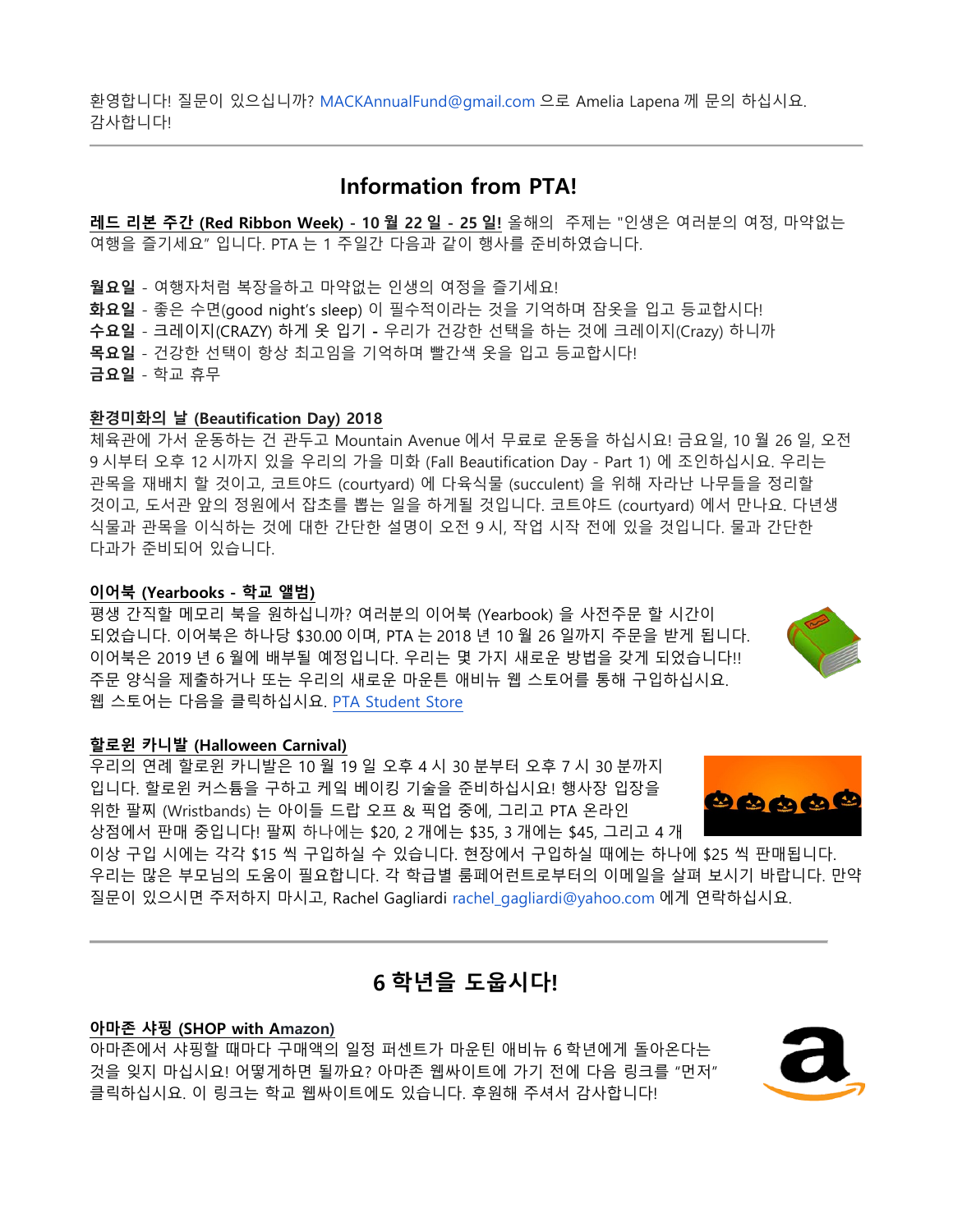환영합니다! 질문이 있으십니까? MACKAnnualFund@gmail.com 으로 Amelia Lapena 께 문의 하십시요. 감사합니다!

---

## Information from PTA!

**레드 리본 주간 (Red Ribbon Week) - 10 월 22 일 - 25 일!** 올해의  주제는 "인생은 여러분의 여정, 마약없는 여행을 즐기세요" 입니다. PTA 는 1 주일간 다음과 같이 행사를 준비하였습니다.

**월요일** - 여행자처럼 복장을하고 마약없는 인생의 여정을 즐기세요!
**화요일** - 좋은 수면(good night's sleep) 이 필수적이라는 것을 기억하며 잠옷을 입고 등교합시다!
**수요일** - 크레이지(CRAZY) 하게 옷 입기 **-** 우리가 건강한 선택을 하는 것에 크레이지(Crazy) 하니까
**목요일** - 건강한 선택이 항상 최고임을 기억하며 빨간색 옷을 입고 등교합시다!
**금요일** - 학교 휴무

**환경미화의 날 (Beautification Day) 2018**
체육관에 가서 운동하는 건 관두고 Mountain Avenue 에서 무료로 운동을 하십시요! 금요일, 10 월 26 일, 오전 9 시부터 오후 12 시까지 있을 우리의 가을 미화 (Fall Beautification Day - Part 1) 에 조인하십시요. 우리는 관목을 재배치 할 것이고, 코트야드 (courtyard) 에 다육식물 (succulent) 을 위해 자라난 나무들을 정리할 것이고, 도서관 앞의 정원에서 잡초를 뽑는 일을 하게될 것입니다. 코트야드 (courtyard) 에서 만나요. 다년생 식물과 관목을 이식하는 것에 대한 간단한 설명이 오전 9 시, 작업 시작 전에 있을 것입니다. 물과 간단한 다과가 준비되어 있습니다.

**이어북 (Yearbooks - 학교 앨범)**
평생 간직할 메모리 북을 원하십니까? 여러분의 이어북 (Yearbook) 을 사전주문 할 시간이 되었습니다. 이어북은 하나당 $30.00 이며, PTA 는 2018 년 10 월 26 일까지 주문을 받게 됩니다. 이어북은 2019 년 6 월에 배부될 예정입니다. 우리는 몇 가지 새로운 방법을 갖게 되었습니다!! 주문 양식을 제출하거나 또는 우리의 새로운 마운튼 애비뉴 웹 스토어를 통해 구입하십시요. 웹 스토어는 다음을 클릭하십시요. PTA Student Store

**할로윈 카니발 (Halloween Carnival)**
우리의 연례 할로윈 카니발은 10 월 19 일 오후 4 시 30 분부터 오후 7 시 30 분까지 입니다. 할로윈 커스튬을 구하고 케잌 베이킹 기술을 준비하십시요! 행사장 입장을 위한 팔찌 (Wristbands) 는 아이들 드랍 오프 & 픽업 중에, 그리고 PTA 온라인 상점에서 판매 중입니다! 팔찌 하나에는 $20, 2 개에는 $35, 3 개에는 $45, 그리고 4 개 이상 구입 시에는 각각 $15 씩 구입하실 수 있습니다. 현장에서 구입하실 때에는 하나에 $25 씩 판매됩니다. 우리는 많은 부모님의 도움이 필요합니다. 각 학급별 룸페어런트로부터의 이메일을 살펴 보시기 바랍니다. 만약 질문이 있으시면 주저하지 마시고, Rachel Gagliardi rachel_gagliardi@yahoo.com 에게 연락하십시요.

---

## 6 학년을 도웁시다!

**아마존 샤핑 (SHOP with Amazon)**
아마존에서 샤핑할 때마다 구매액의 일정 퍼센트가 마운틴 애비뉴 6 학년에게 돌아온다는 것을 잊지 마십시요! 어떻게하면 될까요? 아마존 웹싸이트에 가기 전에 다음 링크를 "먼저" 클릭하십시요. 이 링크는 학교 웹싸이트에도 있습니다. 후원해 주셔서 감사합니다!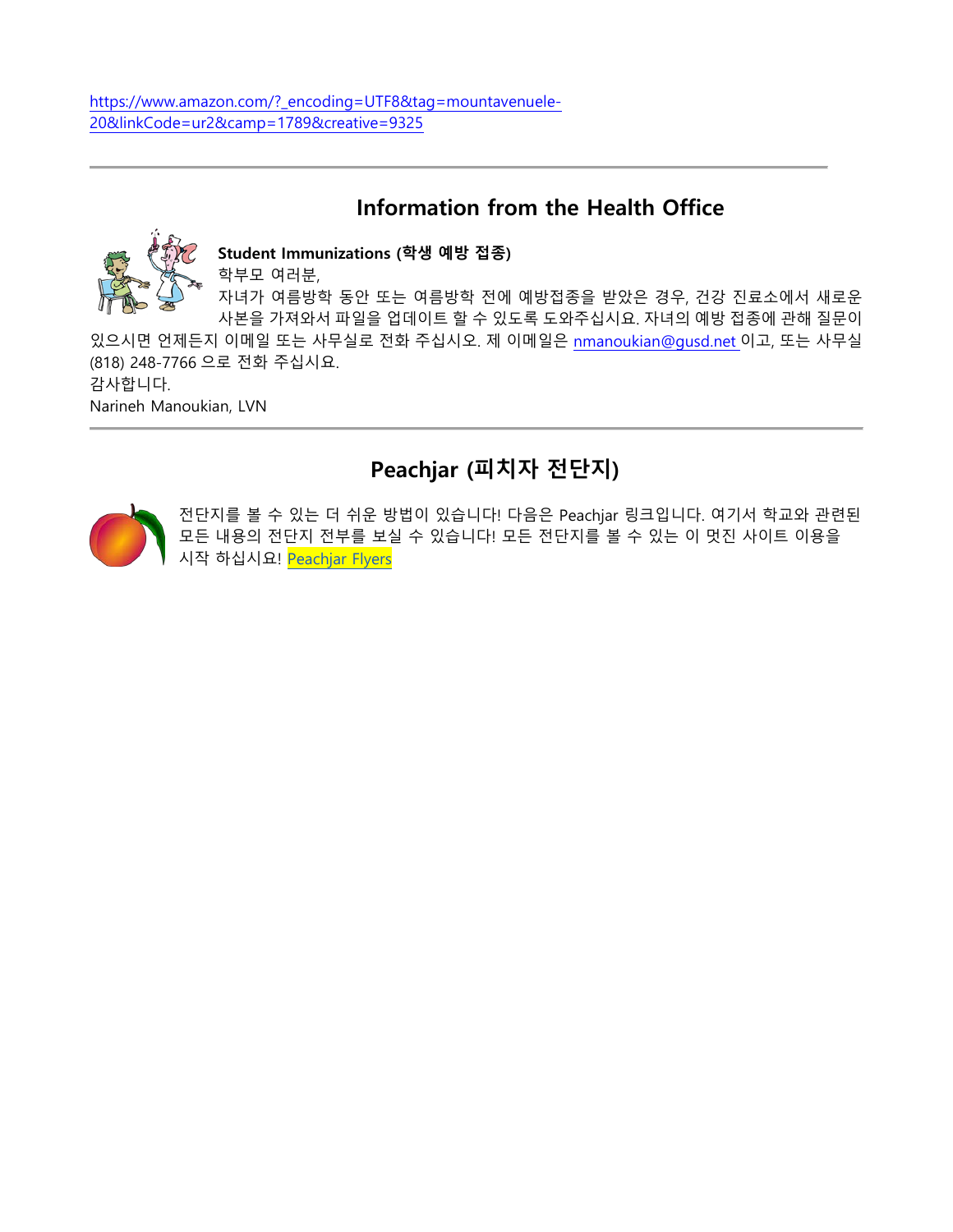https://www.amazon.com/?_encoding=UTF8&tag=mountavenuele-20&linkCode=ur2&camp=1789&creative=9325

---

## Information from the Health Office

**Student Immunizations (학생 예방 접종)**

학부모 여러분,

자녀가 여름방학 동안 또는 여름방학 전에 예방접종을 받았은 경우, 건강 진료소에서 새로운 사본을 가져와서 파일을 업데이트 할 수 있도록 도와주십시요. 자녀의 예방 접종에 관해 질문이 있으시면 언제든지 이메일 또는 사무실로 전화 주십시오. 제 이메일은 nmanoukian@gusd.net 이고, 또는 사무실 (818) 248-7766 으로 전화 주십시요.

감사합니다.

Narineh Manoukian, LVN

---

## Peachjar (피치자 전단지)

전단지를 볼 수 있는 더 쉬운 방법이 있습니다! 다음은 Peachjar 링크입니다. 여기서 학교와 관련된 모든 내용의 전단지 전부를 보실 수 있습니다! 모든 전단지를 볼 수 있는 이 멋진 사이트 이용을 시작 하십시요! Peachjar Flyers